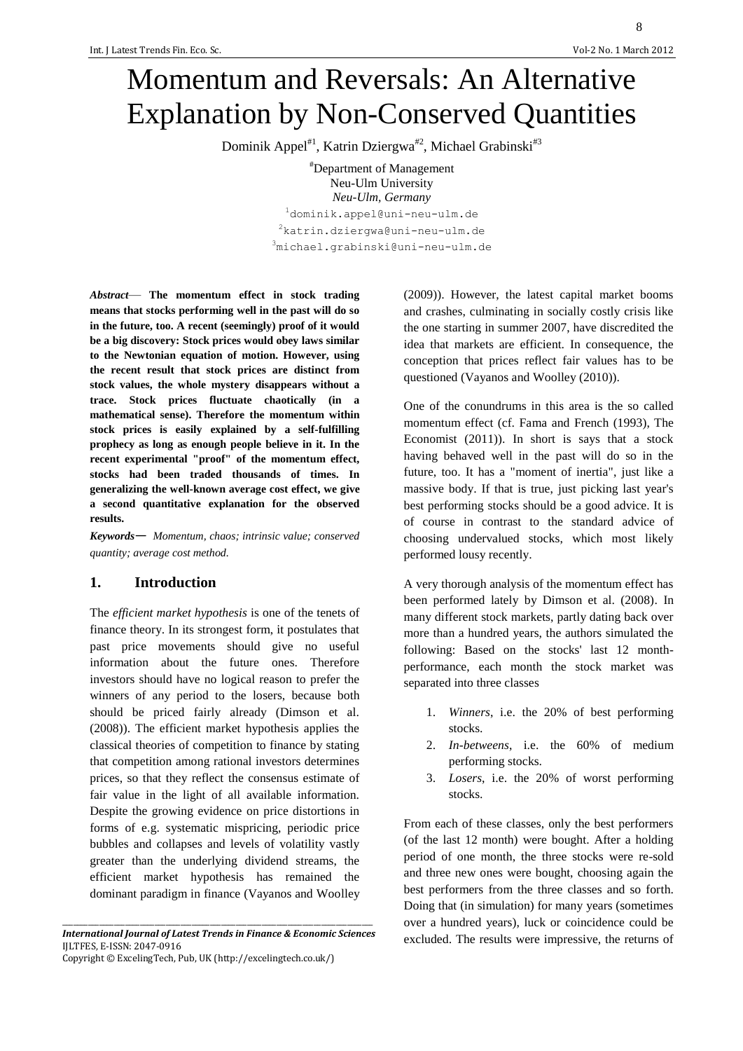# Momentum and Reversals: An Alternative Explanation by Non-Conserved Quantities

Dominik Appel[#1], Katrin Dziergwa[#2], Michael Grabinski[#3]

[#]Department of Management
Neu-Ulm University
*Neu-Ulm, Germany*

[1]dominik.appel@uni-neu-ulm.de
[2]katrin.dziergwa@uni-neu-ulm.de
[3]michael.grabinski@uni-neu-ulm.de

***Abstract*— The momentum effect in stock trading means that stocks performing well in the past will do so in the future, too. A recent (seemingly) proof of it would be a big discovery: Stock prices would obey laws similar to the Newtonian equation of motion. However, using the recent result that stock prices are distinct from stock values, the whole mystery disappears without a trace. Stock prices fluctuate chaotically (in a mathematical sense). Therefore the momentum within stock prices is easily explained by a self-fulfilling prophecy as long as enough people believe in it. In the recent experimental "proof" of the momentum effect, stocks had been traded thousands of times. In generalizing the well-known average cost effect, we give a second quantitative explanation for the observed results.**

***Keywords*— *Momentum, chaos; intrinsic value; conserved quantity; average cost method.***

## 1. Introduction

The *efficient market hypothesis* is one of the tenets of finance theory. In its strongest form, it postulates that past price movements should give no useful information about the future ones. Therefore investors should have no logical reason to prefer the winners of any period to the losers, because both should be priced fairly already (Dimson et al. (2008)). The efficient market hypothesis applies the classical theories of competition to finance by stating that competition among rational investors determines prices, so that they reflect the consensus estimate of fair value in the light of all available information. Despite the growing evidence on price distortions in forms of e.g. systematic mispricing, periodic price bubbles and collapses and levels of volatility vastly greater than the underlying dividend streams, the efficient market hypothesis has remained the dominant paradigm in finance (Vayanos and Woolley (2009)). However, the latest capital market booms and crashes, culminating in socially costly crisis like the one starting in summer 2007, have discredited the idea that markets are efficient. In consequence, the conception that prices reflect fair values has to be questioned (Vayanos and Woolley (2010)).

One of the conundrums in this area is the so called momentum effect (cf. Fama and French (1993), The Economist (2011)). In short is says that a stock having behaved well in the past will do so in the future, too. It has a "moment of inertia", just like a massive body. If that is true, just picking last year's best performing stocks should be a good advice. It is of course in contrast to the standard advice of choosing undervalued stocks, which most likely performed lousy recently.

A very thorough analysis of the momentum effect has been performed lately by Dimson et al. (2008). In many different stock markets, partly dating back over more than a hundred years, the authors simulated the following: Based on the stocks' last 12 month-performance, each month the stock market was separated into three classes

1. *Winners*, i.e. the 20% of best performing stocks.
2. *In-betweens*, i.e. the 60% of medium performing stocks.
3. *Losers*, i.e. the 20% of worst performing stocks.

From each of these classes, only the best performers (of the last 12 month) were bought. After a holding period of one month, the three stocks were re-sold and three new ones were bought, choosing again the best performers from the three classes and so forth. Doing that (in simulation) for many years (sometimes over a hundred years), luck or coincidence could be excluded. The results were impressive, the returns of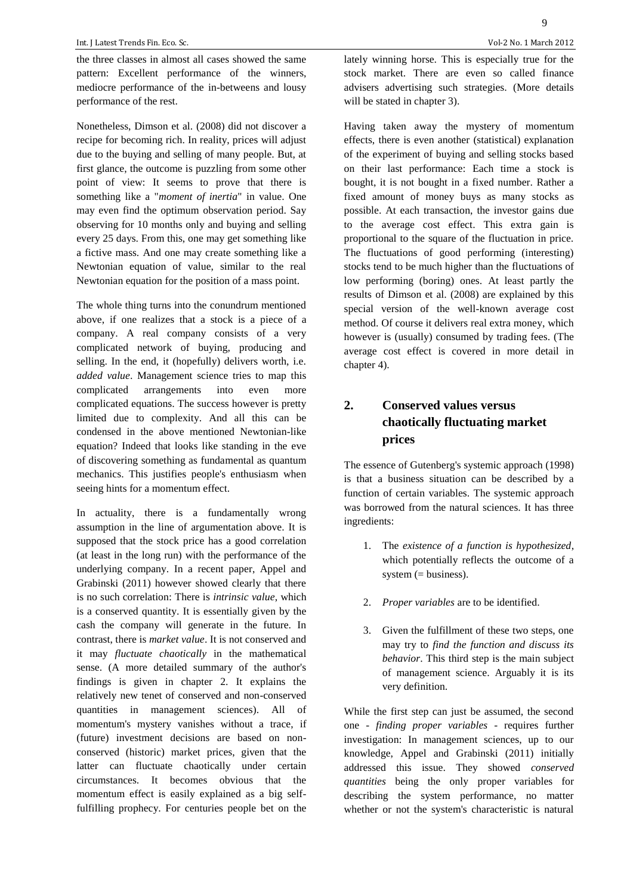the three classes in almost all cases showed the same pattern: Excellent performance of the winners, mediocre performance of the in-betweens and lousy performance of the rest.

Nonetheless, Dimson et al. (2008) did not discover a recipe for becoming rich. In reality, prices will adjust due to the buying and selling of many people. But, at first glance, the outcome is puzzling from some other point of view: It seems to prove that there is something like a "*moment of inertia*" in value. One may even find the optimum observation period. Say observing for 10 months only and buying and selling every 25 days. From this, one may get something like a fictive mass. And one may create something like a Newtonian equation of value, similar to the real Newtonian equation for the position of a mass point.

The whole thing turns into the conundrum mentioned above, if one realizes that a stock is a piece of a company. A real company consists of a very complicated network of buying, producing and selling. In the end, it (hopefully) delivers worth, i.e. *added value*. Management science tries to map this complicated arrangements into even more complicated equations. The success however is pretty limited due to complexity. And all this can be condensed in the above mentioned Newtonian-like equation? Indeed that looks like standing in the eve of discovering something as fundamental as quantum mechanics. This justifies people's enthusiasm when seeing hints for a momentum effect.

In actuality, there is a fundamentally wrong assumption in the line of argumentation above. It is supposed that the stock price has a good correlation (at least in the long run) with the performance of the underlying company. In a recent paper, Appel and Grabinski (2011) however showed clearly that there is no such correlation: There is *intrinsic value*, which is a conserved quantity. It is essentially given by the cash the company will generate in the future. In contrast, there is *market value*. It is not conserved and it may *fluctuate chaotically* in the mathematical sense. (A more detailed summary of the author's findings is given in chapter 2. It explains the relatively new tenet of conserved and non-conserved quantities in management sciences). All of momentum's mystery vanishes without a trace, if (future) investment decisions are based on non-conserved (historic) market prices, given that the latter can fluctuate chaotically under certain circumstances. It becomes obvious that the momentum effect is easily explained as a big self-fulfilling prophecy. For centuries people bet on the lately winning horse. This is especially true for the stock market. There are even so called finance advisers advertising such strategies. (More details will be stated in chapter 3).

Having taken away the mystery of momentum effects, there is even another (statistical) explanation of the experiment of buying and selling stocks based on their last performance: Each time a stock is bought, it is not bought in a fixed number. Rather a fixed amount of money buys as many stocks as possible. At each transaction, the investor gains due to the average cost effect. This extra gain is proportional to the square of the fluctuation in price. The fluctuations of good performing (interesting) stocks tend to be much higher than the fluctuations of low performing (boring) ones. At least partly the results of Dimson et al. (2008) are explained by this special version of the well-known average cost method. Of course it delivers real extra money, which however is (usually) consumed by trading fees. (The average cost effect is covered in more detail in chapter 4).

## 2. Conserved values versus chaotically fluctuating market prices

The essence of Gutenberg's systemic approach (1998) is that a business situation can be described by a function of certain variables. The systemic approach was borrowed from the natural sciences. It has three ingredients:

1. The *existence of a function is hypothesized*, which potentially reflects the outcome of a system (= business).
2. *Proper variables* are to be identified.
3. Given the fulfillment of these two steps, one may try to *find the function and discuss its behavior*. This third step is the main subject of management science. Arguably it is its very definition.

While the first step can just be assumed, the second one - *finding proper variables* - requires further investigation: In management sciences, up to our knowledge, Appel and Grabinski (2011) initially addressed this issue. They showed *conserved quantities* being the only proper variables for describing the system performance, no matter whether or not the system's characteristic is natural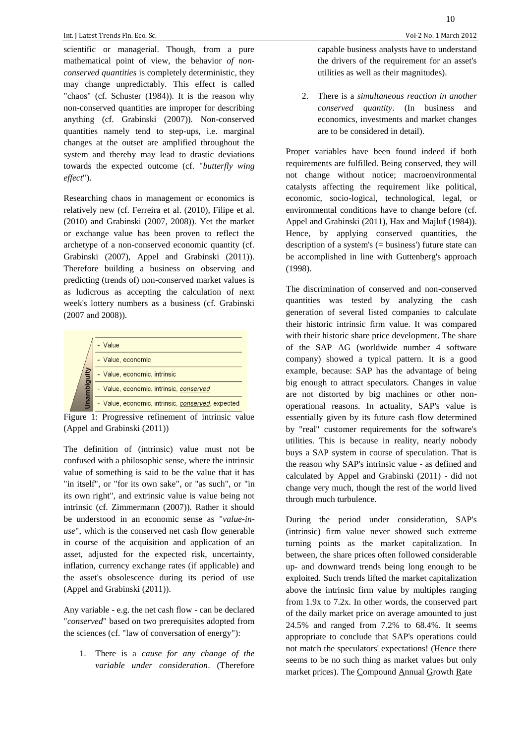scientific or managerial. Though, from a pure mathematical point of view, the behavior *of non-conserved quantities* is completely deterministic, they may change unpredictably. This effect is called "chaos" (cf. Schuster (1984)). It is the reason why non-conserved quantities are improper for describing anything (cf. Grabinski (2007)). Non-conserved quantities namely tend to step-ups, i.e. marginal changes at the outset are amplified throughout the system and thereby may lead to drastic deviations towards the expected outcome (cf. "*butterfly wing effect*").

Researching chaos in management or economics is relatively new (cf. Ferreira et al. (2010), Filipe et al. (2010) and Grabinski (2007, 2008)). Yet the market or exchange value has been proven to reflect the archetype of a non-conserved economic quantity (cf. Grabinski (2007), Appel and Grabinski (2011)). Therefore building a business on observing and predicting (trends of) non-conserved market values is as ludicrous as accepting the calculation of next week's lottery numbers as a business (cf. Grabinski (2007 and 2008)).

Unambiguity

- Value
- Value, economic
- Value, economic, intrinsic
- Value, economic, intrinsic, _conserved_
- Value, economic, intrinsic, _conserved_, expected

Figure 1: Progressive refinement of intrinsic value (Appel and Grabinski (2011))

The definition of (intrinsic) value must not be confused with a philosophic sense, where the intrinsic value of something is said to be the value that it has "in itself", or "for its own sake", or "as such", or "in its own right", and extrinsic value is value being not intrinsic (cf. Zimmermann (2007)). Rather it should be understood in an economic sense as "*value-in-use*", which is the conserved net cash flow generable in course of the acquisition and application of an asset, adjusted for the expected risk, uncertainty, inflation, currency exchange rates (if applicable) and the asset's obsolescence during its period of use (Appel and Grabinski (2011)).

Any variable - e.g. the net cash flow - can be declared "*conserved*" based on two prerequisites adopted from the sciences (cf. "law of conversation of energy"):

1. There is a *cause for any change of the variable under consideration*. (Therefore capable business analysts have to understand the drivers of the requirement for an asset's utilities as well as their magnitudes).
2. There is a *simultaneous reaction in another conserved quantity*. (In business and economics, investments and market changes are to be considered in detail).

Proper variables have been found indeed if both requirements are fulfilled. Being conserved, they will not change without notice; macroenvironmental catalysts affecting the requirement like political, economic, socio-logical, technological, legal, or environmental conditions have to change before (cf. Appel and Grabinski (2011), Hax and Majluf (1984)). Hence, by applying conserved quantities, the description of a system's (= business') future state can be accomplished in line with Guttenberg's approach (1998).

The discrimination of conserved and non-conserved quantities was tested by analyzing the cash generation of several listed companies to calculate their historic intrinsic firm value. It was compared with their historic share price development. The share of the SAP AG (worldwide number 4 software company) showed a typical pattern. It is a good example, because: SAP has the advantage of being big enough to attract speculators. Changes in value are not distorted by big machines or other non-operational reasons. In actuality, SAP's value is essentially given by its future cash flow determined by "real" customer requirements for the software's utilities. This is because in reality, nearly nobody buys a SAP system in course of speculation. That is the reason why SAP's intrinsic value - as defined and calculated by Appel and Grabinski (2011) - did not change very much, though the rest of the world lived through much turbulence.

During the period under consideration, SAP's (intrinsic) firm value never showed such extreme turning points as the market capitalization. In between, the share prices often followed considerable up- and downward trends being long enough to be exploited. Such trends lifted the market capitalization above the intrinsic firm value by multiples ranging from 1.9x to 7.2x. In other words, the conserved part of the daily market price on average amounted to just 24.5% and ranged from 7.2% to 68.4%. It seems appropriate to conclude that SAP's operations could not match the speculators' expectations! (Hence there seems to be no such thing as market values but only market prices). The Compound Annual Growth Rate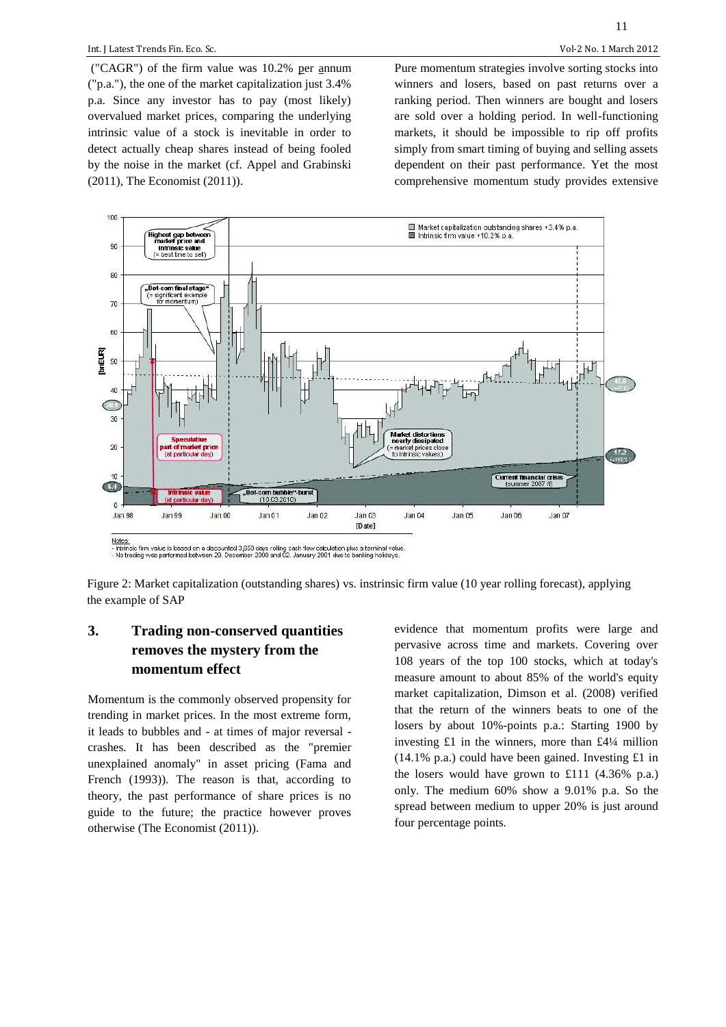("CAGR") of the firm value was 10.2% per annum ("p.a."), the one of the market capitalization just 3.4% p.a. Since any investor has to pay (most likely) overvalued market prices, comparing the underlying intrinsic value of a stock is inevitable in order to detect actually cheap shares instead of being fooled by the noise in the market (cf. Appel and Grabinski (2011), The Economist (2011)).

Pure momentum strategies involve sorting stocks into winners and losers, based on past returns over a ranking period. Then winners are bought and losers are sold over a holding period. In well-functioning markets, it should be impossible to rip off profits simply from smart timing of buying and selling assets dependent on their past performance. Yet the most comprehensive momentum study provides extensive evidence that momentum profits were large and pervasive across time and markets. Covering over 108 years of the top 100 stocks, which at today's measure amount to about 85% of the world's equity market capitalization, Dimson et al. (2008) verified that the return of the winners beats to one of the losers by about 10%-points p.a.: Starting 1900 by investing £1 in the winners, more than £4¼ million (14.1% p.a.) could have been gained. Investing £1 in the losers would have grown to £111 (4.36% p.a.) only. The medium 60% show a 9.01% p.a. So the spread between medium to upper 20% is just around four percentage points.

Notes:
- Intrinsic firm value is based on a discounted 3,650 days rolling cash flow calculation plus a terminal value.
- No trading was performed between 29. December 2000 and 02. January 2001 due to banking holidays.

Figure 2: Market capitalization (outstanding shares) vs. instrinsic firm value (10 year rolling forecast), applying the example of SAP

## 3. Trading non-conserved quantities removes the mystery from the momentum effect

Momentum is the commonly observed propensity for trending in market prices. In the most extreme form, it leads to bubbles and - at times of major reversal - crashes. It has been described as the "premier unexplained anomaly" in asset pricing (Fama and French (1993)). The reason is that, according to theory, the past performance of share prices is no guide to the future; the practice however proves otherwise (The Economist (2011)).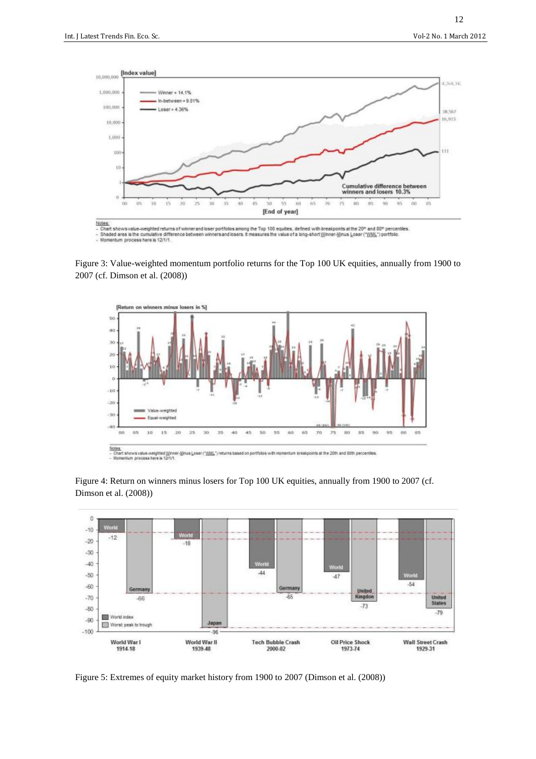Figure 3: Value-weighted momentum portfolio returns for the Top 100 UK equities, annually from 1900 to 2007 (cf. Dimson et al. (2008))

Figure 4: Return on winners minus losers for Top 100 UK equities, annually from 1900 to 2007 (cf. Dimson et al. (2008))

Figure 5: Extremes of equity market history from 1900 to 2007 (Dimson et al. (2008))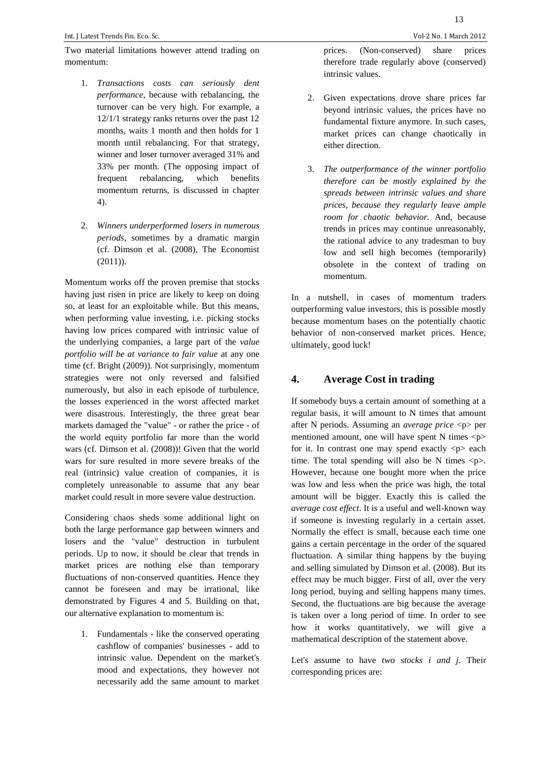Two material limitations however attend trading on momentum:

1. *Transactions costs can seriously dent performance*, because with rebalancing, the turnover can be very high. For example, a 12/1/1 strategy ranks returns over the past 12 months, waits 1 month and then holds for 1 month until rebalancing. For that strategy, winner and loser turnover averaged 31% and 33% per month. (The opposing impact of frequent rebalancing, which benefits momentum returns, is discussed in chapter 4).

2. *Winners underperformed losers in numerous periods*, sometimes by a dramatic margin (cf. Dimson et al. (2008), The Economist (2011)).

Momentum works off the proven premise that stocks having just risen in price are likely to keep on doing so, at least for an exploitable while. But this means, when performing value investing, i.e. picking stocks having low prices compared with intrinsic value of the underlying companies, a large part of the *value portfolio will be at variance to fair value* at any one time (cf. Bright (2009)). Not surprisingly, momentum strategies were not only reversed and falsified numerously, but also in each episode of turbulence, the losses experienced in the worst affected market were disastrous. Interestingly, the three great bear markets damaged the "value" - or rather the price - of the world equity portfolio far more than the world wars (cf. Dimson et al. (2008))! Given that the world wars for sure resulted in more severe breaks of the real (intrinsic) value creation of companies, it is completely unreasonable to assume that any bear market could result in more severe value destruction.

Considering chaos sheds some additional light on both the large performance gap between winners and losers and the "value" destruction in turbulent periods. Up to now, it should be clear that trends in market prices are nothing else than temporary fluctuations of non-conserved quantities. Hence they cannot be foreseen and may be irrational, like demonstrated by Figures 4 and 5. Building on that, our alternative explanation to momentum is:

1. Fundamentals - like the conserved operating cashflow of companies' businesses - add to intrinsic value. Dependent on the market's mood and expectations, they however not necessarily add the same amount to market prices. (Non-conserved) share prices therefore trade regularly above (conserved) intrinsic values.

2. Given expectations drove share prices far beyond intrinsic values, the prices have no fundamental fixture anymore. In such cases, market prices can change chaotically in either direction.

3. *The outperformance of the winner portfolio therefore can be mostly explained by the spreads between intrinsic values and share prices, because they regularly leave ample room for chaotic behavior.* And, because trends in prices may continue unreasonably, the rational advice to any tradesman to buy low and sell high becomes (temporarily) obsolete in the context of trading on momentum.

In a nutshell, in cases of momentum traders outperforming value investors, this is possible mostly because momentum bases on the potentially chaotic behavior of non-conserved market prices. Hence, ultimately, good luck!

## 4. Average Cost in trading

If somebody buys a certain amount of something at a regular basis, it will amount to N times that amount after N periods. Assuming an *average price* $\langle p \rangle$ per mentioned amount, one will have spent N times $\langle p \rangle$ for it. In contrast one may spend exactly $\langle p \rangle$ each time. The total spending will also be N times $\langle p \rangle$. However, because one bought more when the price was low and less when the price was high, the total amount will be bigger. Exactly this is called the *average cost effect*. It is a useful and well-known way if someone is investing regularly in a certain asset. Normally the effect is small, because each time one gains a certain percentage in the order of the squared fluctuation. A similar thing happens by the buying and selling simulated by Dimson et al. (2008). But its effect may be much bigger. First of all, over the very long period, buying and selling happens many times. Second, the fluctuations are big because the average is taken over a long period of time. In order to see how it works quantitatively, we will give a mathematical description of the statement above.

Let's assume to have *two stocks i and j*. Their corresponding prices are: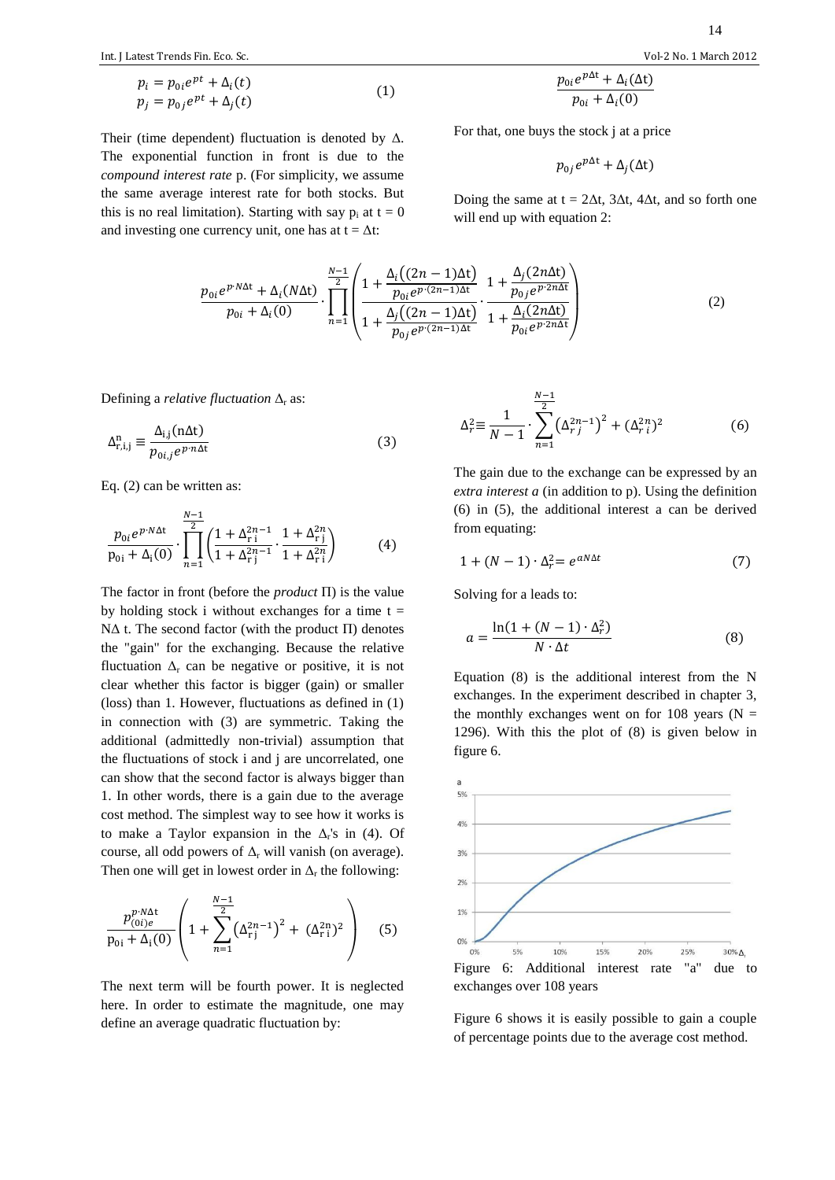$$p_i = p_{0i}e^{pt} + \Delta_i(t)$$
$$p_j = p_{0j}e^{pt} + \Delta_j(t) \tag{1}$$

Their (time dependent) fluctuation is denoted by Δ. The exponential function in front is due to the *compound interest rate* p. (For simplicity, we assume the same average interest rate for both stocks. But this is no real limitation). Starting with say $p_i$ at t = 0 and investing one currency unit, one has at t = Δt:

$$\frac{p_{0i}e^{p\Delta t} + \Delta_i(\Delta t)}{p_{0i} + \Delta_i(0)}$$

For that, one buys the stock j at a price

$$p_{0j}e^{p\Delta t} + \Delta_j(\Delta t)$$

Doing the same at t = 2Δt, 3Δt, 4Δt, and so forth one will end up with equation 2:

$$\frac{p_{0i}e^{p\cdot N\Delta t} + \Delta_i(N\Delta t)}{p_{0i} + \Delta_i(0)} \cdot \prod_{n=1}^{\frac{N-1}{2}} \left( \frac{1 + \frac{\Delta_i((2n-1)\Delta t)}{p_{0i}e^{p\cdot(2n-1)\Delta t}}}{1 + \frac{\Delta_j((2n-1)\Delta t)}{p_{0j}e^{p\cdot(2n-1)\Delta t}}} \cdot \frac{1 + \frac{\Delta_j(2n\Delta t)}{p_{0j}e^{p\cdot 2n\Delta t}}}{1 + \frac{\Delta_i(2n\Delta t)}{p_{0i}e^{p\cdot 2n\Delta t}}} \right) \tag{2}$$

Defining a *relative fluctuation* $\Delta_r$ as:

$$\Delta^{n}_{r,i,j} \equiv \frac{\Delta_{i,j}(n\Delta t)}{p_{0i,j}e^{p\cdot n\Delta t}} \tag{3}$$

Eq. (2) can be written as:

$$\frac{p_{0i}e^{p\cdot N\Delta t}}{p_{0i} + \Delta_i(0)} \cdot \prod_{n=1}^{\frac{N-1}{2}} \left( \frac{1 + \Delta^{2n-1}_{r\,i}}{1 + \Delta^{2n-1}_{r\,j}} \cdot \frac{1 + \Delta^{2n}_{r\,j}}{1 + \Delta^{2n}_{r\,i}} \right) \tag{4}$$

The factor in front (before the *product* Π) is the value by holding stock i without exchanges for a time t = NΔ t. The second factor (with the product Π) denotes the "gain" for the exchanging. Because the relative fluctuation $\Delta_r$ can be negative or positive, it is not clear whether this factor is bigger (gain) or smaller (loss) than 1. However, fluctuations as defined in (1) in connection with (3) are symmetric. Taking the additional (admittedly non-trivial) assumption that the fluctuations of stock i and j are uncorrelated, one can show that the second factor is always bigger than 1. In other words, there is a gain due to the average cost method. The simplest way to see how it works is to make a Taylor expansion in the $\Delta_r$'s in (4). Of course, all odd powers of $\Delta_r$ will vanish (on average). Then one will get in lowest order in $\Delta_r$ the following:

$$\frac{p^{p\cdot N\Delta t}_{(0i)e}}{p_{0i} + \Delta_i(0)} \left( 1 + \sum_{n=1}^{\frac{N-1}{2}} \left(\Delta^{2n-1}_{r\,j}\right)^2 + \left(\Delta^{2n}_{r\,i}\right)^2 \right) \tag{5}$$

The next term will be fourth power. It is neglected here. In order to estimate the magnitude, one may define an average quadratic fluctuation by:

$$\Delta_r^2 \equiv \frac{1}{N-1} \cdot \sum_{n=1}^{\frac{N-1}{2}} \left(\Delta^{2n-1}_{r\,j}\right)^2 + \left(\Delta^{2n}_{r\,i}\right)^2 \tag{6}$$

The gain due to the exchange can be expressed by an *extra interest a* (in addition to p). Using the definition (6) in (5), the additional interest a can be derived from equating:

$$1 + (N-1) \cdot \Delta_r^2 = e^{aN\Delta t} \tag{7}$$

Solving for a leads to:

$$a = \frac{\ln(1 + (N-1) \cdot \Delta_r^2)}{N \cdot \Delta t} \tag{8}$$

Equation (8) is the additional interest from the N exchanges. In the experiment described in chapter 3, the monthly exchanges went on for 108 years (N = 1296). With this the plot of (8) is given below in figure 6.

Figure 6: Additional interest rate "a" due to exchanges over 108 years

Figure 6 shows it is easily possible to gain a couple of percentage points due to the average cost method.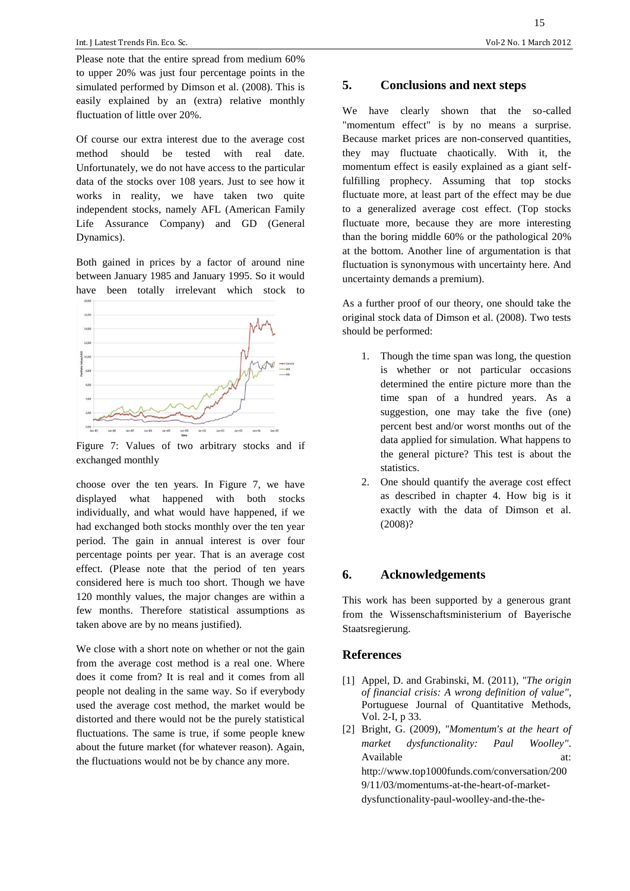Please note that the entire spread from medium 60% to upper 20% was just four percentage points in the simulated performed by Dimson et al. (2008). This is easily explained by an (extra) relative monthly fluctuation of little over 20%.

Of course our extra interest due to the average cost method should be tested with real date. Unfortunately, we do not have access to the particular data of the stocks over 108 years. Just to see how it works in reality, we have taken two quite independent stocks, namely AFL (American Family Life Assurance Company) and GD (General Dynamics).

Both gained in prices by a factor of around nine between January 1985 and January 1995. So it would have been totally irrelevant which stock to choose over the ten years. In Figure 7, we have displayed what happened with both stocks individually, and what would have happened, if we had exchanged both stocks monthly over the ten year period. The gain in annual interest is over four percentage points per year. That is an average cost effect. (Please note that the period of ten years considered here is much too short. Though we have 120 monthly values, the major changes are within a few months. Therefore statistical assumptions as taken above are by no means justified).

Figure 7: Values of two arbitrary stocks and if exchanged monthly

We close with a short note on whether or not the gain from the average cost method is a real one. Where does it come from? It is real and it comes from all people not dealing in the same way. So if everybody used the average cost method, the market would be distorted and there would not be the purely statistical fluctuations. The same is true, if some people knew about the future market (for whatever reason). Again, the fluctuations would not be by chance any more.

## 5. Conclusions and next steps

We have clearly shown that the so-called "momentum effect" is by no means a surprise. Because market prices are non-conserved quantities, they may fluctuate chaotically. With it, the momentum effect is easily explained as a giant self-fulfilling prophecy. Assuming that top stocks fluctuate more, at least part of the effect may be due to a generalized average cost effect. (Top stocks fluctuate more, because they are more interesting than the boring middle 60% or the pathological 20% at the bottom. Another line of argumentation is that fluctuation is synonymous with uncertainty here. And uncertainty demands a premium).

As a further proof of our theory, one should take the original stock data of Dimson et al. (2008). Two tests should be performed:

1. Though the time span was long, the question is whether or not particular occasions determined the entire picture more than the time span of a hundred years. As a suggestion, one may take the five (one) percent best and/or worst months out of the data applied for simulation. What happens to the general picture? This test is about the statistics.
2. One should quantify the average cost effect as described in chapter 4. How big is it exactly with the data of Dimson et al. (2008)?

## 6. Acknowledgements

This work has been supported by a generous grant from the Wissenschaftsministerium of Bayerische Staatsregierung.

## References

[1] Appel, D. and Grabinski, M. (2011), *"The origin of financial crisis: A wrong definition of value"*, Portuguese Journal of Quantitative Methods, Vol. 2-I, p 33.

[2] Bright, G. (2009), *"Momentum's at the heart of market dysfunctionality: Paul Woolley"*. Available at: http://www.top1000funds.com/conversation/2009/11/03/momentums-at-the-heart-of-market-dysfunctionality-paul-woolley-and-the-the-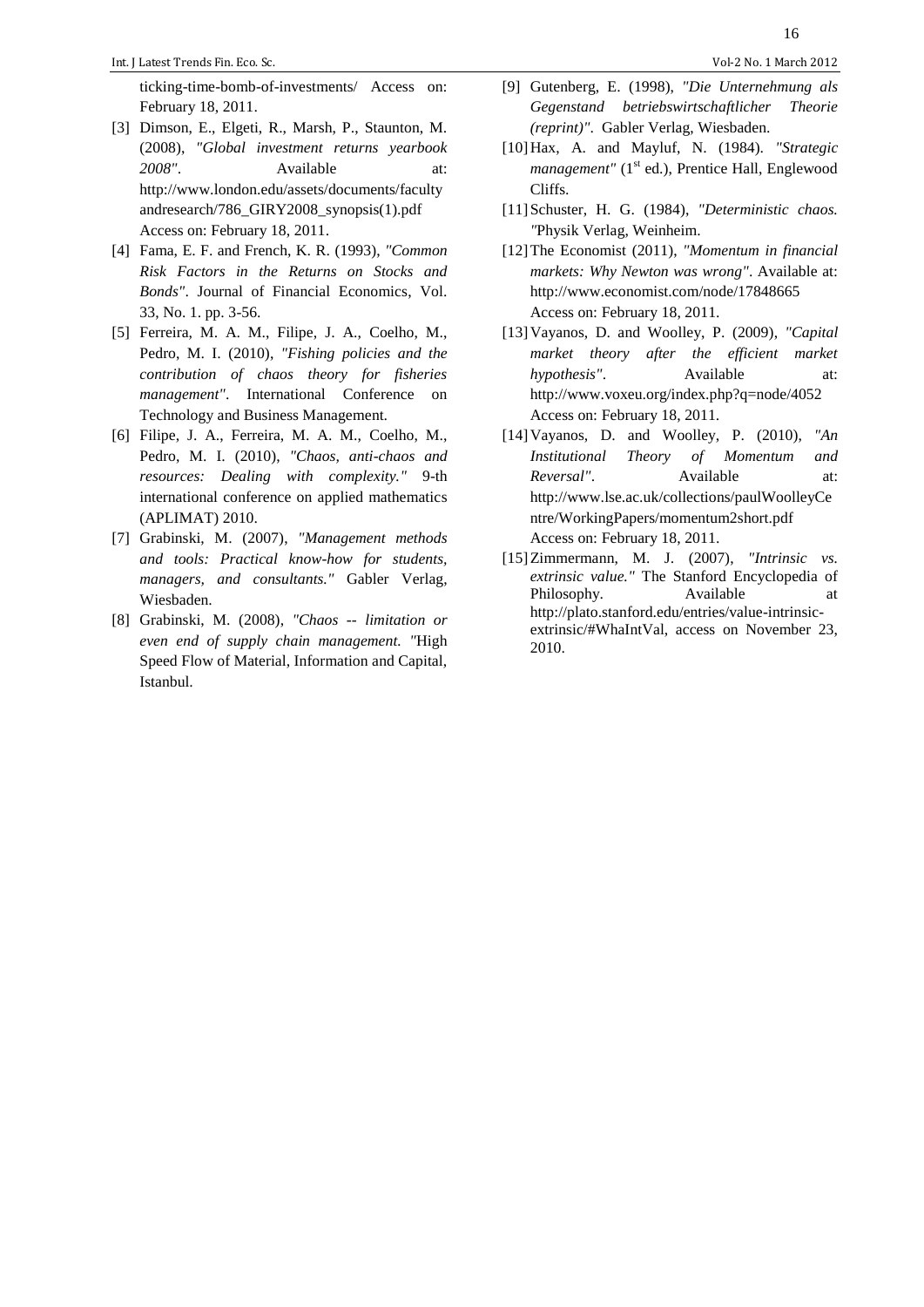ticking-time-bomb-of-investments/ Access on: February 18, 2011.

[3] Dimson, E., Elgeti, R., Marsh, P., Staunton, M. (2008), *"Global investment returns yearbook 2008"*. Available at: http://www.london.edu/assets/documents/facultyandresearch/786_GIRY2008_synopsis(1).pdf Access on: February 18, 2011.

[4] Fama, E. F. and French, K. R. (1993), *"Common Risk Factors in the Returns on Stocks and Bonds"*. Journal of Financial Economics, Vol. 33, No. 1. pp. 3-56.

[5] Ferreira, M. A. M., Filipe, J. A., Coelho, M., Pedro, M. I. (2010), *"Fishing policies and the contribution of chaos theory for fisheries management"*. International Conference on Technology and Business Management.

[6] Filipe, J. A., Ferreira, M. A. M., Coelho, M., Pedro, M. I. (2010), *"Chaos, anti-chaos and resources: Dealing with complexity."* 9-th international conference on applied mathematics (APLIMAT) 2010.

[7] Grabinski, M. (2007), *"Management methods and tools: Practical know-how for students, managers, and consultants."* Gabler Verlag, Wiesbaden.

[8] Grabinski, M. (2008), *"Chaos -- limitation or even end of supply chain management. "*High Speed Flow of Material, Information and Capital, Istanbul.

[9] Gutenberg, E. (1998), *"Die Unternehmung als Gegenstand betriebswirtschaftlicher Theorie (reprint)"*. Gabler Verlag, Wiesbaden.

[10] Hax, A. and Mayluf, N. (1984). *"Strategic management"* (1st ed.), Prentice Hall, Englewood Cliffs.

[11] Schuster, H. G. (1984), *"Deterministic chaos. "*Physik Verlag, Weinheim.

[12] The Economist (2011), *"Momentum in financial markets: Why Newton was wrong"*. Available at: http://www.economist.com/node/17848665 Access on: February 18, 2011.

[13] Vayanos, D. and Woolley, P. (2009), *"Capital market theory after the efficient market hypothesis"*. Available at: http://www.voxeu.org/index.php?q=node/4052 Access on: February 18, 2011.

[14] Vayanos, D. and Woolley, P. (2010), *"An Institutional Theory of Momentum and Reversal"*. Available at: http://www.lse.ac.uk/collections/paulWoolleyCentre/WorkingPapers/momentum2short.pdf Access on: February 18, 2011.

[15] Zimmermann, M. J. (2007), *"Intrinsic vs. extrinsic value."* The Stanford Encyclopedia of Philosophy. Available at http://plato.stanford.edu/entries/value-intrinsic-extrinsic/#WhaIntVal, access on November 23, 2010.